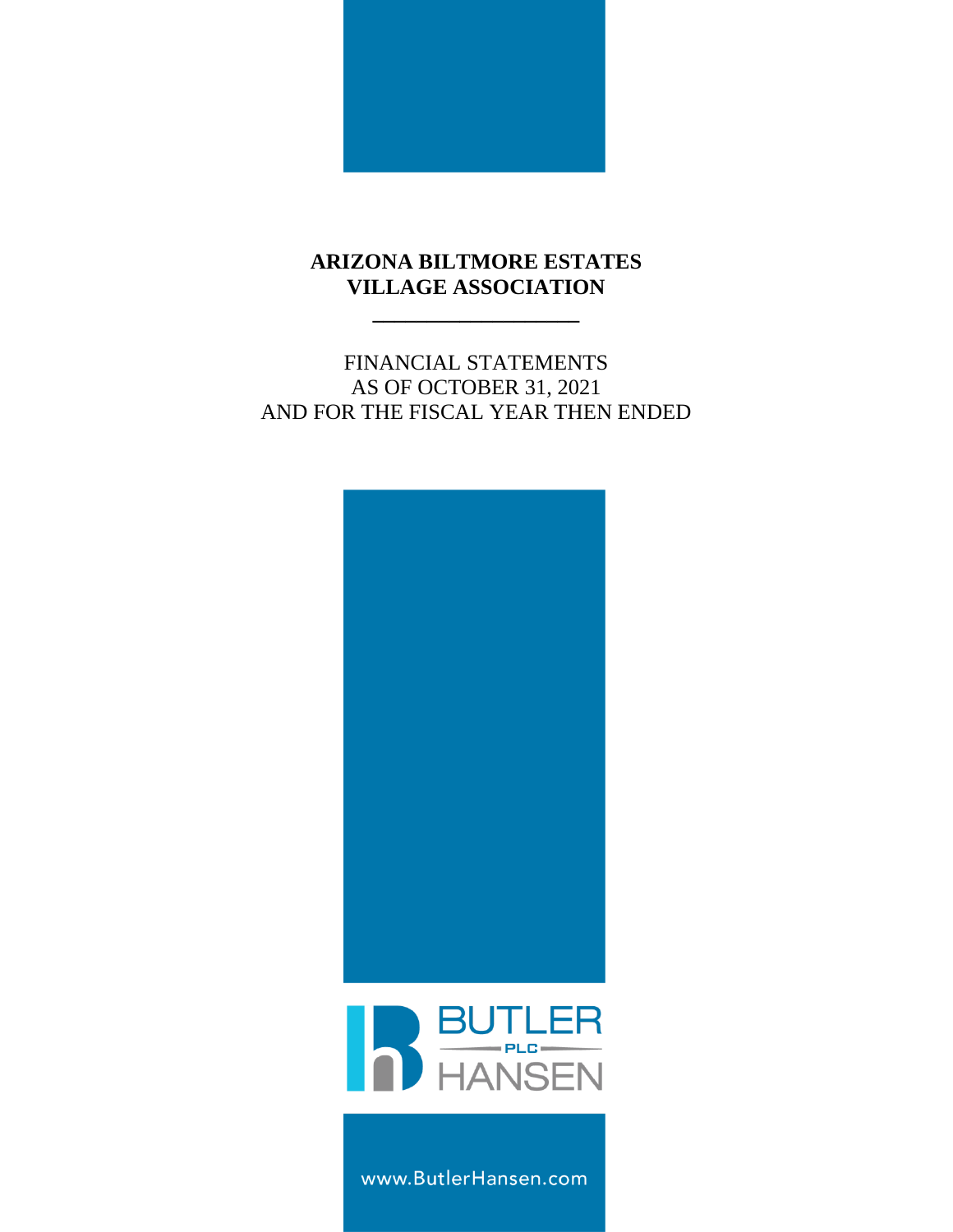# ARIZONA BILTMORE ESTATES VILLAGE ASSOCIATION

---

FINANCIAL STATEMENTS
AS OF OCTOBER 31, 2021
AND FOR THE FISCAL YEAR THEN ENDED

BUTLER PLC HANSEN

www.ButlerHansen.com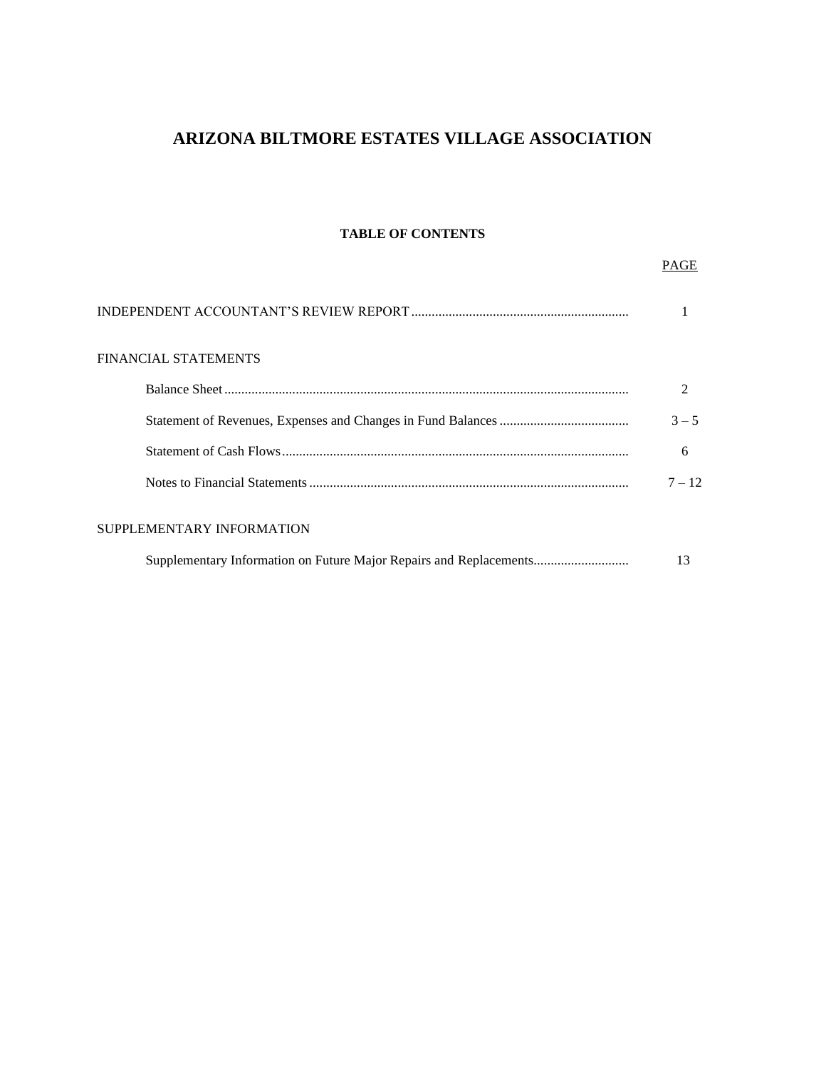# ARIZONA BILTMORE ESTATES VILLAGE ASSOCIATION

## TABLE OF CONTENTS

| | PAGE |
|---|---|
| INDEPENDENT ACCOUNTANT'S REVIEW REPORT | 1 |
| FINANCIAL STATEMENTS | |
| Balance Sheet | 2 |
| Statement of Revenues, Expenses and Changes in Fund Balances | 3 – 5 |
| Statement of Cash Flows | 6 |
| Notes to Financial Statements | 7 – 12 |
| SUPPLEMENTARY INFORMATION | |
| Supplementary Information on Future Major Repairs and Replacements | 13 |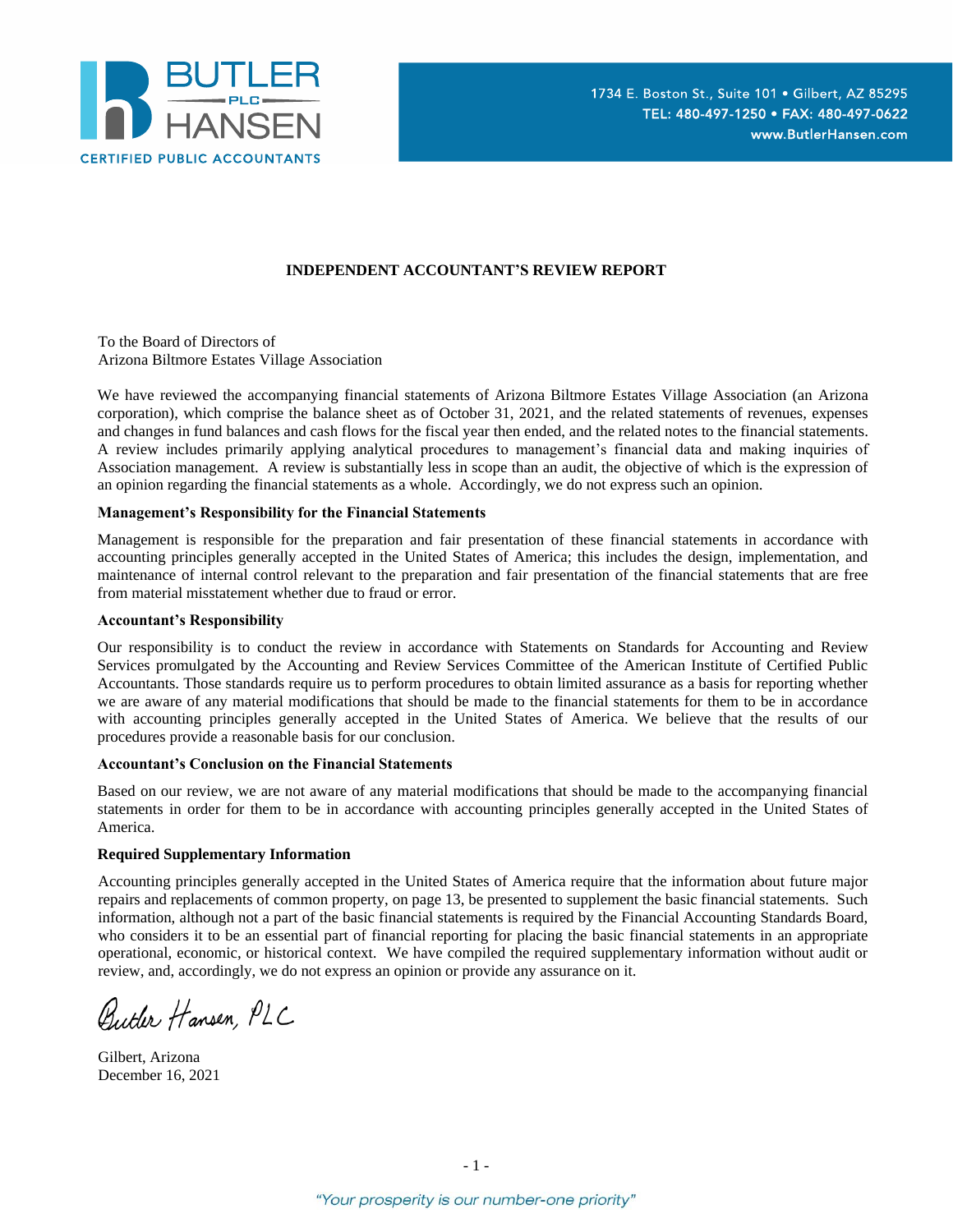BUTLER
PLC
HANSEN
CERTIFIED PUBLIC ACCOUNTANTS

1734 E. Boston St., Suite 101 • Gilbert, AZ 85295
TEL: 480-497-1250 • FAX: 480-497-0622
www.ButlerHansen.com

## INDEPENDENT ACCOUNTANT'S REVIEW REPORT

To the Board of Directors of
Arizona Biltmore Estates Village Association

We have reviewed the accompanying financial statements of Arizona Biltmore Estates Village Association (an Arizona corporation), which comprise the balance sheet as of October 31, 2021, and the related statements of revenues, expenses and changes in fund balances and cash flows for the fiscal year then ended, and the related notes to the financial statements. A review includes primarily applying analytical procedures to management's financial data and making inquiries of Association management. A review is substantially less in scope than an audit, the objective of which is the expression of an opinion regarding the financial statements as a whole. Accordingly, we do not express such an opinion.

**Management's Responsibility for the Financial Statements**

Management is responsible for the preparation and fair presentation of these financial statements in accordance with accounting principles generally accepted in the United States of America; this includes the design, implementation, and maintenance of internal control relevant to the preparation and fair presentation of the financial statements that are free from material misstatement whether due to fraud or error.

**Accountant's Responsibility**

Our responsibility is to conduct the review in accordance with Statements on Standards for Accounting and Review Services promulgated by the Accounting and Review Services Committee of the American Institute of Certified Public Accountants. Those standards require us to perform procedures to obtain limited assurance as a basis for reporting whether we are aware of any material modifications that should be made to the financial statements for them to be in accordance with accounting principles generally accepted in the United States of America. We believe that the results of our procedures provide a reasonable basis for our conclusion.

**Accountant's Conclusion on the Financial Statements**

Based on our review, we are not aware of any material modifications that should be made to the accompanying financial statements in order for them to be in accordance with accounting principles generally accepted in the United States of America.

**Required Supplementary Information**

Accounting principles generally accepted in the United States of America require that the information about future major repairs and replacements of common property, on page 13, be presented to supplement the basic financial statements. Such information, although not a part of the basic financial statements is required by the Financial Accounting Standards Board, who considers it to be an essential part of financial reporting for placing the basic financial statements in an appropriate operational, economic, or historical context. We have compiled the required supplementary information without audit or review, and, accordingly, we do not express an opinion or provide any assurance on it.

*Butler Hansen, PLC*

Gilbert, Arizona
December 16, 2021

*"Your prosperity is our number-one priority"*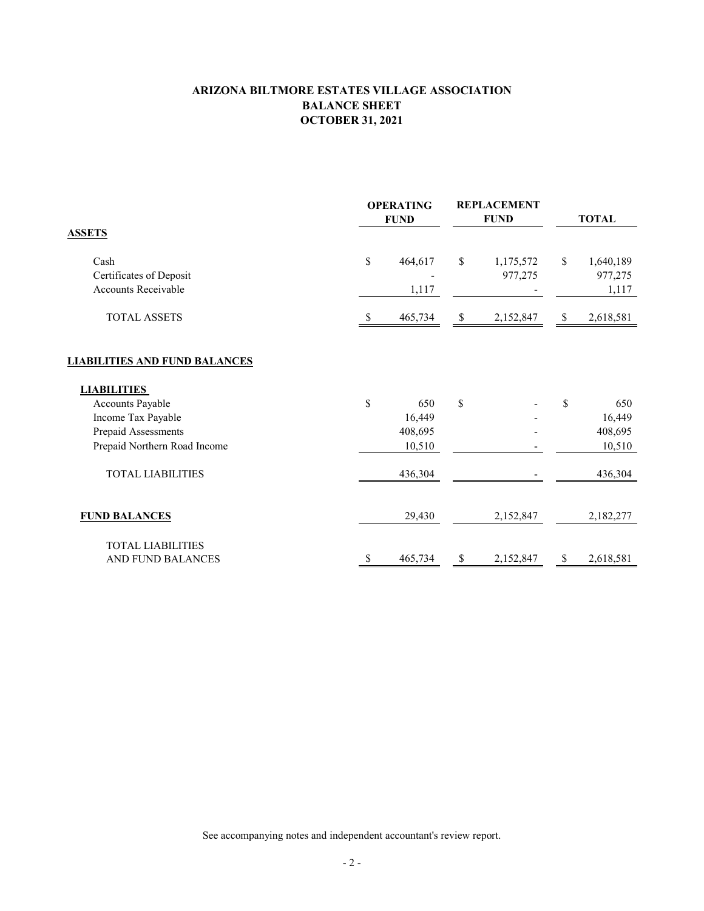# ARIZONA BILTMORE ESTATES VILLAGE ASSOCIATION
## BALANCE SHEET
## OCTOBER 31, 2021

| | OPERATING FUND | REPLACEMENT FUND | TOTAL |
|---|---|---|---|
| **ASSETS** | | | |
| Cash | $ 464,617 | $ 1,175,572 | $ 1,640,189 |
| Certificates of Deposit | - | 977,275 | 977,275 |
| Accounts Receivable | 1,117 | - | 1,117 |
| TOTAL ASSETS | $ 465,734 | $ 2,152,847 | $ 2,618,581 |
| **LIABILITIES AND FUND BALANCES** | | | |
| **LIABILITIES** | | | |
| Accounts Payable | $ 650 | $ - | $ 650 |
| Income Tax Payable | 16,449 | - | 16,449 |
| Prepaid Assessments | 408,695 | - | 408,695 |
| Prepaid Northern Road Income | 10,510 | - | 10,510 |
| TOTAL LIABILITIES | 436,304 | - | 436,304 |
| **FUND BALANCES** | 29,430 | 2,152,847 | 2,182,277 |
| TOTAL LIABILITIES AND FUND BALANCES | $ 465,734 | $ 2,152,847 | $ 2,618,581 |

See accompanying notes and independent accountant's review report.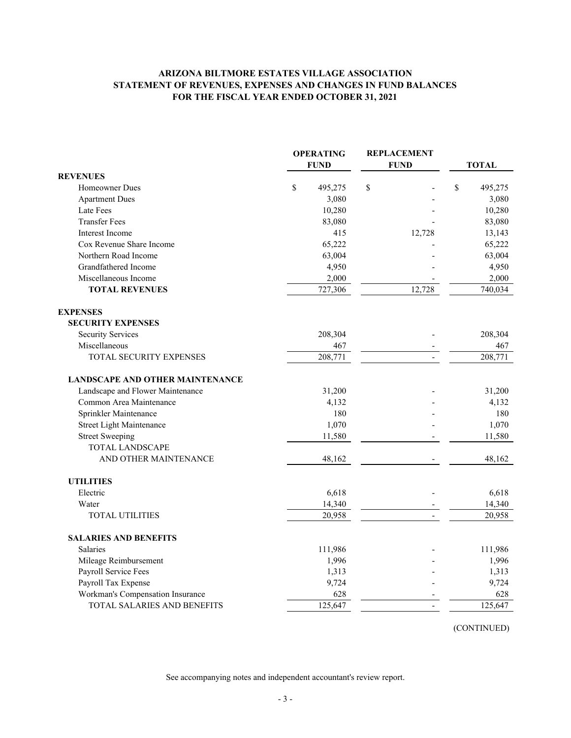# ARIZONA BILTMORE ESTATES VILLAGE ASSOCIATION
## STATEMENT OF REVENUES, EXPENSES AND CHANGES IN FUND BALANCES
### FOR THE FISCAL YEAR ENDED OCTOBER 31, 2021

| | OPERATING FUND | REPLACEMENT FUND | TOTAL |
|---|---|---|---|
| **REVENUES** | | | |
| Homeowner Dues | $ 495,275 | $ - | $ 495,275 |
| Apartment Dues | 3,080 | - | 3,080 |
| Late Fees | 10,280 | - | 10,280 |
| Transfer Fees | 83,080 | - | 83,080 |
| Interest Income | 415 | 12,728 | 13,143 |
| Cox Revenue Share Income | 65,222 | - | 65,222 |
| Northern Road Income | 63,004 | - | 63,004 |
| Grandfathered Income | 4,950 | - | 4,950 |
| Miscellaneous Income | 2,000 | - | 2,000 |
| **TOTAL REVENUES** | 727,306 | 12,728 | 740,034 |
| **EXPENSES** | | | |
| **SECURITY EXPENSES** | | | |
| Security Services | 208,304 | - | 208,304 |
| Miscellaneous | 467 | - | 467 |
| TOTAL SECURITY EXPENSES | 208,771 | - | 208,771 |
| **LANDSCAPE AND OTHER MAINTENANCE** | | | |
| Landscape and Flower Maintenance | 31,200 | - | 31,200 |
| Common Area Maintenance | 4,132 | - | 4,132 |
| Sprinkler Maintenance | 180 | - | 180 |
| Street Light Maintenance | 1,070 | - | 1,070 |
| Street Sweeping | 11,580 | - | 11,580 |
| TOTAL LANDSCAPE AND OTHER MAINTENANCE | 48,162 | - | 48,162 |
| **UTILITIES** | | | |
| Electric | 6,618 | - | 6,618 |
| Water | 14,340 | - | 14,340 |
| TOTAL UTILITIES | 20,958 | - | 20,958 |
| **SALARIES AND BENEFITS** | | | |
| Salaries | 111,986 | - | 111,986 |
| Mileage Reimbursement | 1,996 | - | 1,996 |
| Payroll Service Fees | 1,313 | - | 1,313 |
| Payroll Tax Expense | 9,724 | - | 9,724 |
| Workman's Compensation Insurance | 628 | - | 628 |
| TOTAL SALARIES AND BENEFITS | 125,647 | - | 125,647 |

(CONTINUED)

See accompanying notes and independent accountant's review report.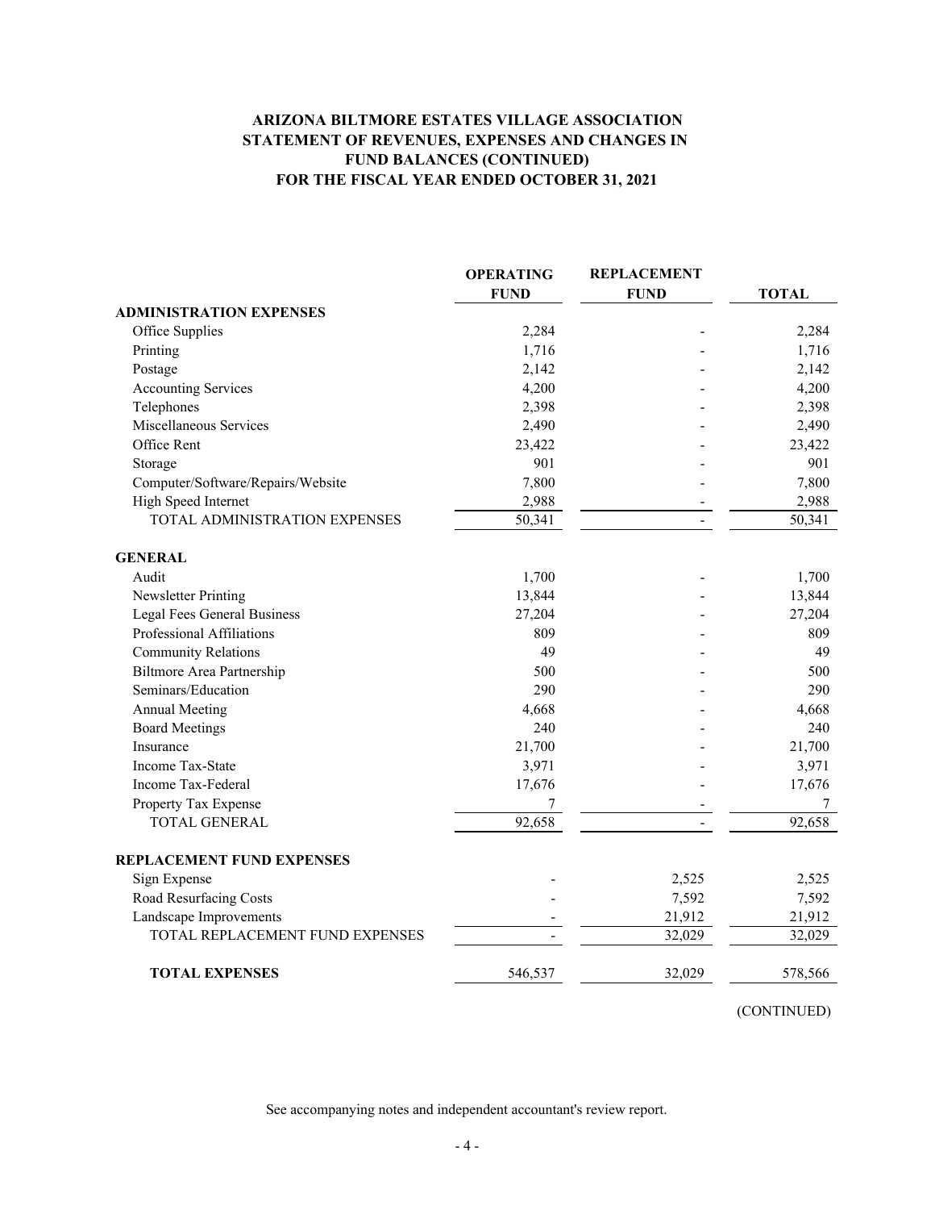# ARIZONA BILTMORE ESTATES VILLAGE ASSOCIATION
## STATEMENT OF REVENUES, EXPENSES AND CHANGES IN FUND BALANCES (CONTINUED)
## FOR THE FISCAL YEAR ENDED OCTOBER 31, 2021

| | OPERATING FUND | REPLACEMENT FUND | TOTAL |
|---|---|---|---|
| **ADMINISTRATION EXPENSES** | | | |
| Office Supplies | 2,284 | - | 2,284 |
| Printing | 1,716 | - | 1,716 |
| Postage | 2,142 | - | 2,142 |
| Accounting Services | 4,200 | - | 4,200 |
| Telephones | 2,398 | - | 2,398 |
| Miscellaneous Services | 2,490 | - | 2,490 |
| Office Rent | 23,422 | - | 23,422 |
| Storage | 901 | - | 901 |
| Computer/Software/Repairs/Website | 7,800 | - | 7,800 |
| High Speed Internet | 2,988 | - | 2,988 |
| TOTAL ADMINISTRATION EXPENSES | 50,341 | - | 50,341 |
| **GENERAL** | | | |
| Audit | 1,700 | - | 1,700 |
| Newsletter Printing | 13,844 | - | 13,844 |
| Legal Fees General Business | 27,204 | - | 27,204 |
| Professional Affiliations | 809 | - | 809 |
| Community Relations | 49 | - | 49 |
| Biltmore Area Partnership | 500 | - | 500 |
| Seminars/Education | 290 | - | 290 |
| Annual Meeting | 4,668 | - | 4,668 |
| Board Meetings | 240 | - | 240 |
| Insurance | 21,700 | - | 21,700 |
| Income Tax-State | 3,971 | - | 3,971 |
| Income Tax-Federal | 17,676 | - | 17,676 |
| Property Tax Expense | 7 | - | 7 |
| TOTAL GENERAL | 92,658 | - | 92,658 |
| **REPLACEMENT FUND EXPENSES** | | | |
| Sign Expense | - | 2,525 | 2,525 |
| Road Resurfacing Costs | - | 7,592 | 7,592 |
| Landscape Improvements | - | 21,912 | 21,912 |
| TOTAL REPLACEMENT FUND EXPENSES | - | 32,029 | 32,029 |
| **TOTAL EXPENSES** | 546,537 | 32,029 | 578,566 |

(CONTINUED)

See accompanying notes and independent accountant's review report.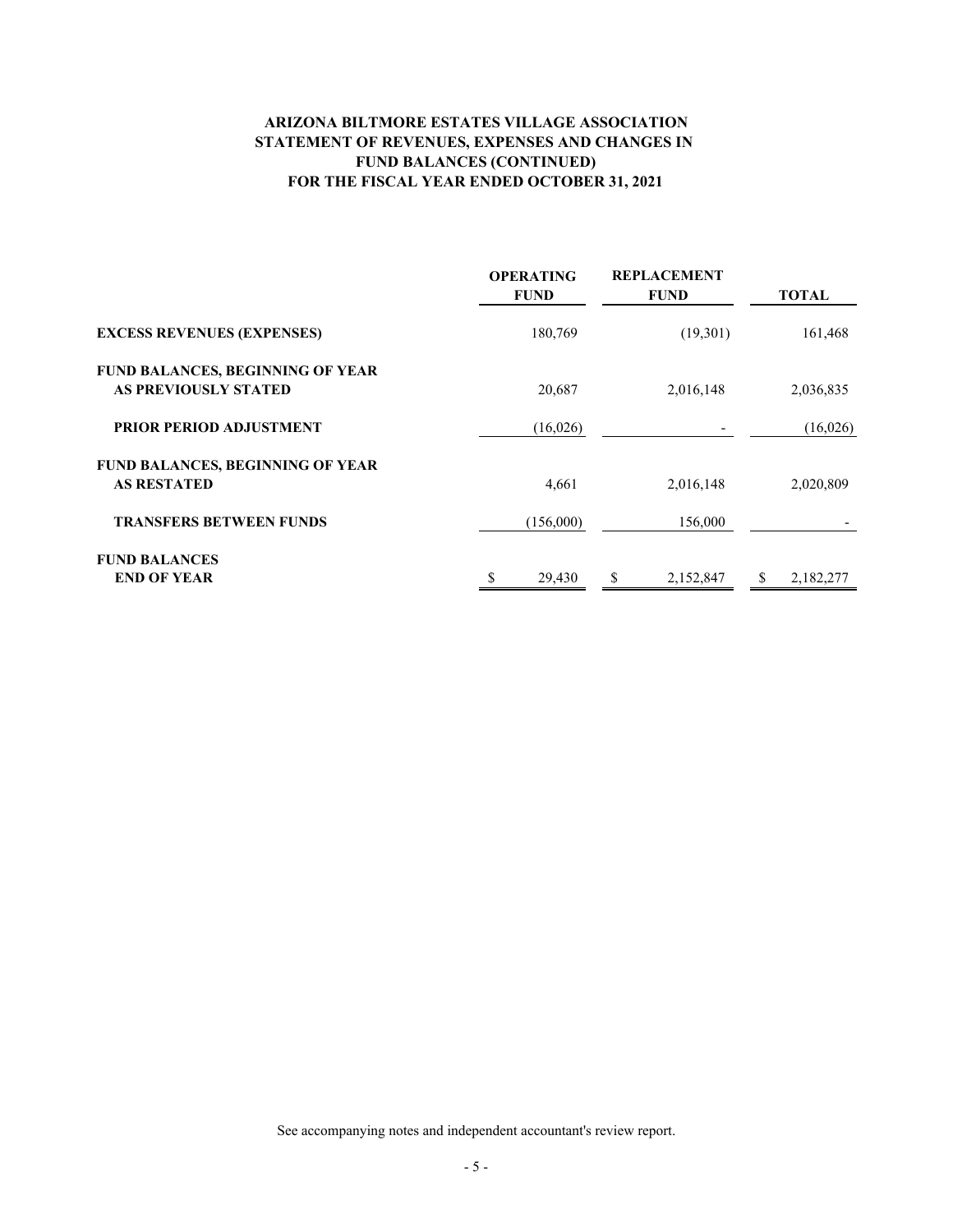# ARIZONA BILTMORE ESTATES VILLAGE ASSOCIATION
## STATEMENT OF REVENUES, EXPENSES AND CHANGES IN FUND BALANCES (CONTINUED)
## FOR THE FISCAL YEAR ENDED OCTOBER 31, 2021

| | OPERATING FUND | REPLACEMENT FUND | TOTAL |
|---|---|---|---|
| **EXCESS REVENUES (EXPENSES)** | 180,769 | (19,301) | 161,468 |
| **FUND BALANCES, BEGINNING OF YEAR AS PREVIOUSLY STATED** | 20,687 | 2,016,148 | 2,036,835 |
| **PRIOR PERIOD ADJUSTMENT** | (16,026) | - | (16,026) |
| **FUND BALANCES, BEGINNING OF YEAR AS RESTATED** | 4,661 | 2,016,148 | 2,020,809 |
| **TRANSFERS BETWEEN FUNDS** | (156,000) | 156,000 | - |
| **FUND BALANCES END OF YEAR** | $ 29,430 | $ 2,152,847 | $ 2,182,277 |

See accompanying notes and independent accountant's review report.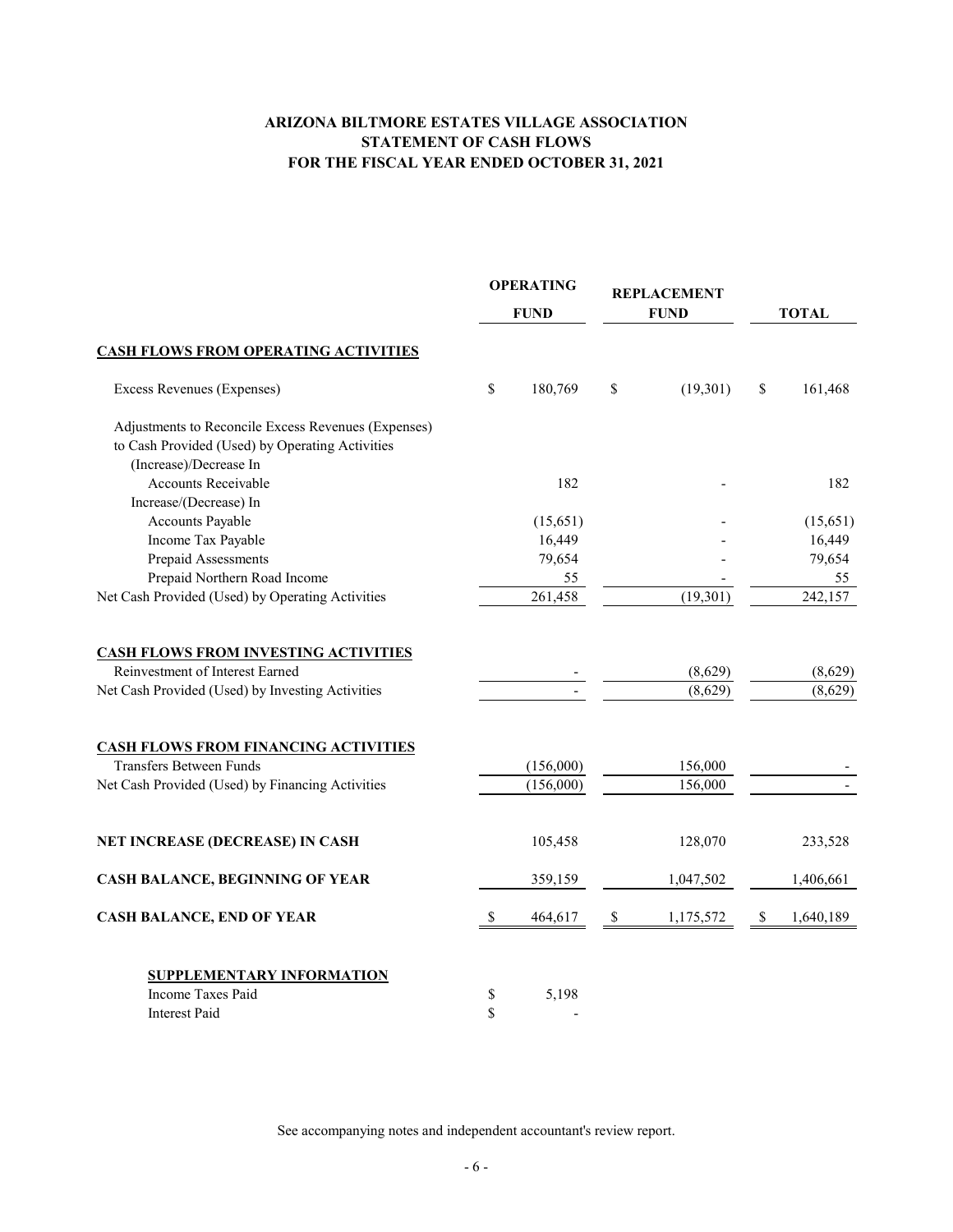# ARIZONA BILTMORE ESTATES VILLAGE ASSOCIATION
## STATEMENT OF CASH FLOWS
## FOR THE FISCAL YEAR ENDED OCTOBER 31, 2021

| | OPERATING FUND | REPLACEMENT FUND | TOTAL |
|---|---|---|---|
| **CASH FLOWS FROM OPERATING ACTIVITIES** | | | |
| Excess Revenues (Expenses) | $ 180,769 | $ (19,301) | $ 161,468 |
| Adjustments to Reconcile Excess Revenues (Expenses) to Cash Provided (Used) by Operating Activities | | | |
| (Increase)/Decrease In | | | |
| Accounts Receivable | 182 | - | 182 |
| Increase/(Decrease) In | | | |
| Accounts Payable | (15,651) | - | (15,651) |
| Income Tax Payable | 16,449 | - | 16,449 |
| Prepaid Assessments | 79,654 | - | 79,654 |
| Prepaid Northern Road Income | 55 | - | 55 |
| Net Cash Provided (Used) by Operating Activities | 261,458 | (19,301) | 242,157 |
| **CASH FLOWS FROM INVESTING ACTIVITIES** | | | |
| Reinvestment of Interest Earned | - | (8,629) | (8,629) |
| Net Cash Provided (Used) by Investing Activities | - | (8,629) | (8,629) |
| **CASH FLOWS FROM FINANCING ACTIVITIES** | | | |
| Transfers Between Funds | (156,000) | 156,000 | - |
| Net Cash Provided (Used) by Financing Activities | (156,000) | 156,000 | - |
| **NET INCREASE (DECREASE) IN CASH** | 105,458 | 128,070 | 233,528 |
| **CASH BALANCE, BEGINNING OF YEAR** | 359,159 | 1,047,502 | 1,406,661 |
| **CASH BALANCE, END OF YEAR** | $ 464,617 | $ 1,175,572 | $ 1,640,189 |

**SUPPLEMENTARY INFORMATION**

| | |
|---|---|
| Income Taxes Paid | $ 5,198 |
| Interest Paid | $ - |

See accompanying notes and independent accountant's review report.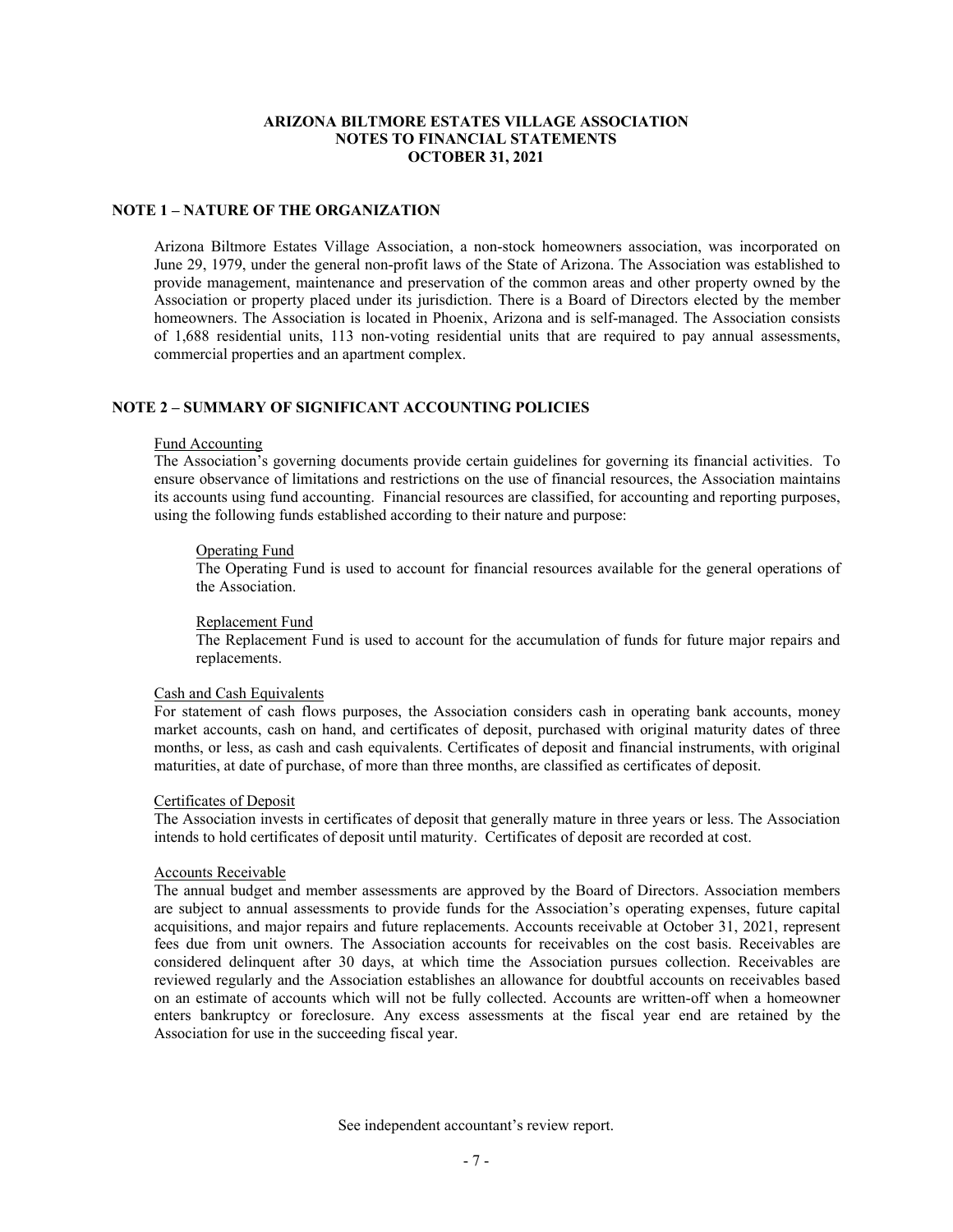# ARIZONA BILTMORE ESTATES VILLAGE ASSOCIATION
## NOTES TO FINANCIAL STATEMENTS
## OCTOBER 31, 2021

### NOTE 1 – NATURE OF THE ORGANIZATION

Arizona Biltmore Estates Village Association, a non-stock homeowners association, was incorporated on June 29, 1979, under the general non-profit laws of the State of Arizona. The Association was established to provide management, maintenance and preservation of the common areas and other property owned by the Association or property placed under its jurisdiction. There is a Board of Directors elected by the member homeowners. The Association is located in Phoenix, Arizona and is self-managed. The Association consists of 1,688 residential units, 113 non-voting residential units that are required to pay annual assessments, commercial properties and an apartment complex.

### NOTE 2 – SUMMARY OF SIGNIFICANT ACCOUNTING POLICIES

Fund Accounting

The Association's governing documents provide certain guidelines for governing its financial activities. To ensure observance of limitations and restrictions on the use of financial resources, the Association maintains its accounts using fund accounting. Financial resources are classified, for accounting and reporting purposes, using the following funds established according to their nature and purpose:

Operating Fund

The Operating Fund is used to account for financial resources available for the general operations of the Association.

Replacement Fund

The Replacement Fund is used to account for the accumulation of funds for future major repairs and replacements.

Cash and Cash Equivalents

For statement of cash flows purposes, the Association considers cash in operating bank accounts, money market accounts, cash on hand, and certificates of deposit, purchased with original maturity dates of three months, or less, as cash and cash equivalents. Certificates of deposit and financial instruments, with original maturities, at date of purchase, of more than three months, are classified as certificates of deposit.

Certificates of Deposit

The Association invests in certificates of deposit that generally mature in three years or less. The Association intends to hold certificates of deposit until maturity. Certificates of deposit are recorded at cost.

Accounts Receivable

The annual budget and member assessments are approved by the Board of Directors. Association members are subject to annual assessments to provide funds for the Association's operating expenses, future capital acquisitions, and major repairs and future replacements. Accounts receivable at October 31, 2021, represent fees due from unit owners. The Association accounts for receivables on the cost basis. Receivables are considered delinquent after 30 days, at which time the Association pursues collection. Receivables are reviewed regularly and the Association establishes an allowance for doubtful accounts on receivables based on an estimate of accounts which will not be fully collected. Accounts are written-off when a homeowner enters bankruptcy or foreclosure. Any excess assessments at the fiscal year end are retained by the Association for use in the succeeding fiscal year.

See independent accountant's review report.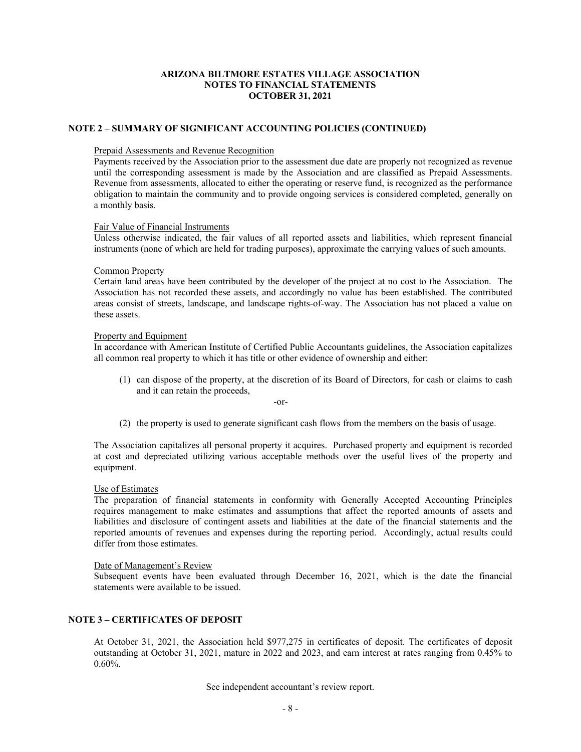**ARIZONA BILTMORE ESTATES VILLAGE ASSOCIATION**
**NOTES TO FINANCIAL STATEMENTS**
**OCTOBER 31, 2021**

## NOTE 2 – SUMMARY OF SIGNIFICANT ACCOUNTING POLICIES (CONTINUED)

Prepaid Assessments and Revenue Recognition

Payments received by the Association prior to the assessment due date are properly not recognized as revenue until the corresponding assessment is made by the Association and are classified as Prepaid Assessments. Revenue from assessments, allocated to either the operating or reserve fund, is recognized as the performance obligation to maintain the community and to provide ongoing services is considered completed, generally on a monthly basis.

Fair Value of Financial Instruments

Unless otherwise indicated, the fair values of all reported assets and liabilities, which represent financial instruments (none of which are held for trading purposes), approximate the carrying values of such amounts.

Common Property

Certain land areas have been contributed by the developer of the project at no cost to the Association. The Association has not recorded these assets, and accordingly no value has been established. The contributed areas consist of streets, landscape, and landscape rights-of-way. The Association has not placed a value on these assets.

Property and Equipment

In accordance with American Institute of Certified Public Accountants guidelines, the Association capitalizes all common real property to which it has title or other evidence of ownership and either:

(1) can dispose of the property, at the discretion of its Board of Directors, for cash or claims to cash and it can retain the proceeds,

-or-

(2) the property is used to generate significant cash flows from the members on the basis of usage.

The Association capitalizes all personal property it acquires. Purchased property and equipment is recorded at cost and depreciated utilizing various acceptable methods over the useful lives of the property and equipment.

Use of Estimates

The preparation of financial statements in conformity with Generally Accepted Accounting Principles requires management to make estimates and assumptions that affect the reported amounts of assets and liabilities and disclosure of contingent assets and liabilities at the date of the financial statements and the reported amounts of revenues and expenses during the reporting period. Accordingly, actual results could differ from those estimates.

Date of Management's Review

Subsequent events have been evaluated through December 16, 2021, which is the date the financial statements were available to be issued.

## NOTE 3 – CERTIFICATES OF DEPOSIT

At October 31, 2021, the Association held $977,275 in certificates of deposit. The certificates of deposit outstanding at October 31, 2021, mature in 2022 and 2023, and earn interest at rates ranging from 0.45% to 0.60%.

See independent accountant's review report.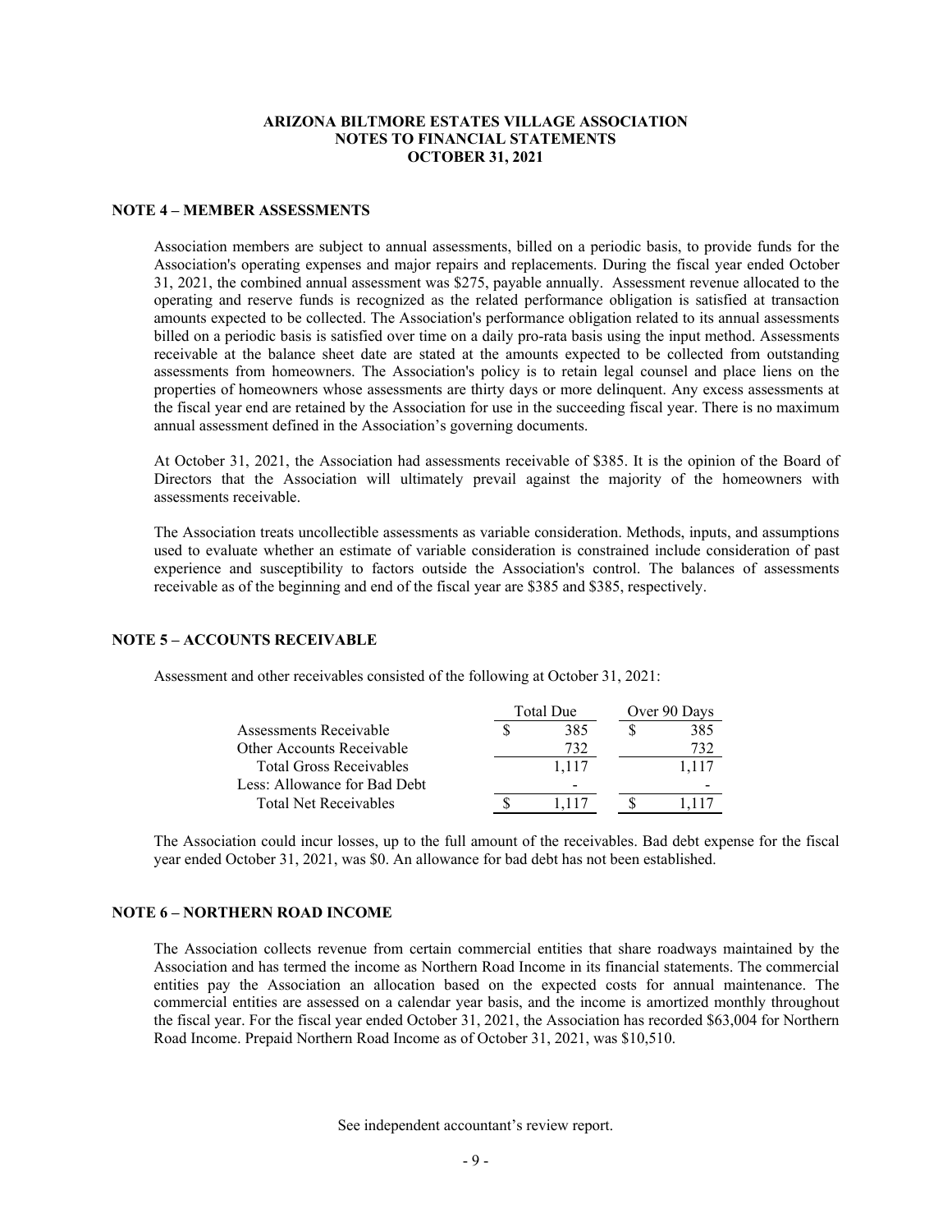# ARIZONA BILTMORE ESTATES VILLAGE ASSOCIATION
## NOTES TO FINANCIAL STATEMENTS
## OCTOBER 31, 2021

### NOTE 4 – MEMBER ASSESSMENTS

Association members are subject to annual assessments, billed on a periodic basis, to provide funds for the Association's operating expenses and major repairs and replacements. During the fiscal year ended October 31, 2021, the combined annual assessment was $275, payable annually. Assessment revenue allocated to the operating and reserve funds is recognized as the related performance obligation is satisfied at transaction amounts expected to be collected. The Association's performance obligation related to its annual assessments billed on a periodic basis is satisfied over time on a daily pro-rata basis using the input method. Assessments receivable at the balance sheet date are stated at the amounts expected to be collected from outstanding assessments from homeowners. The Association's policy is to retain legal counsel and place liens on the properties of homeowners whose assessments are thirty days or more delinquent. Any excess assessments at the fiscal year end are retained by the Association for use in the succeeding fiscal year. There is no maximum annual assessment defined in the Association's governing documents.

At October 31, 2021, the Association had assessments receivable of $385. It is the opinion of the Board of Directors that the Association will ultimately prevail against the majority of the homeowners with assessments receivable.

The Association treats uncollectible assessments as variable consideration. Methods, inputs, and assumptions used to evaluate whether an estimate of variable consideration is constrained include consideration of past experience and susceptibility to factors outside the Association's control. The balances of assessments receivable as of the beginning and end of the fiscal year are $385 and $385, respectively.

### NOTE 5 – ACCOUNTS RECEIVABLE

Assessment and other receivables consisted of the following at October 31, 2021:

| | Total Due | Over 90 Days |
|---|---|---|
| Assessments Receivable | $ 385 | $ 385 |
| Other Accounts Receivable | 732 | 732 |
| Total Gross Receivables | 1,117 | 1,117 |
| Less: Allowance for Bad Debt | - | - |
| Total Net Receivables | $ 1,117 | $ 1,117 |

The Association could incur losses, up to the full amount of the receivables. Bad debt expense for the fiscal year ended October 31, 2021, was $0. An allowance for bad debt has not been established.

### NOTE 6 – NORTHERN ROAD INCOME

The Association collects revenue from certain commercial entities that share roadways maintained by the Association and has termed the income as Northern Road Income in its financial statements. The commercial entities pay the Association an allocation based on the expected costs for annual maintenance. The commercial entities are assessed on a calendar year basis, and the income is amortized monthly throughout the fiscal year. For the fiscal year ended October 31, 2021, the Association has recorded $63,004 for Northern Road Income. Prepaid Northern Road Income as of October 31, 2021, was $10,510.

See independent accountant's review report.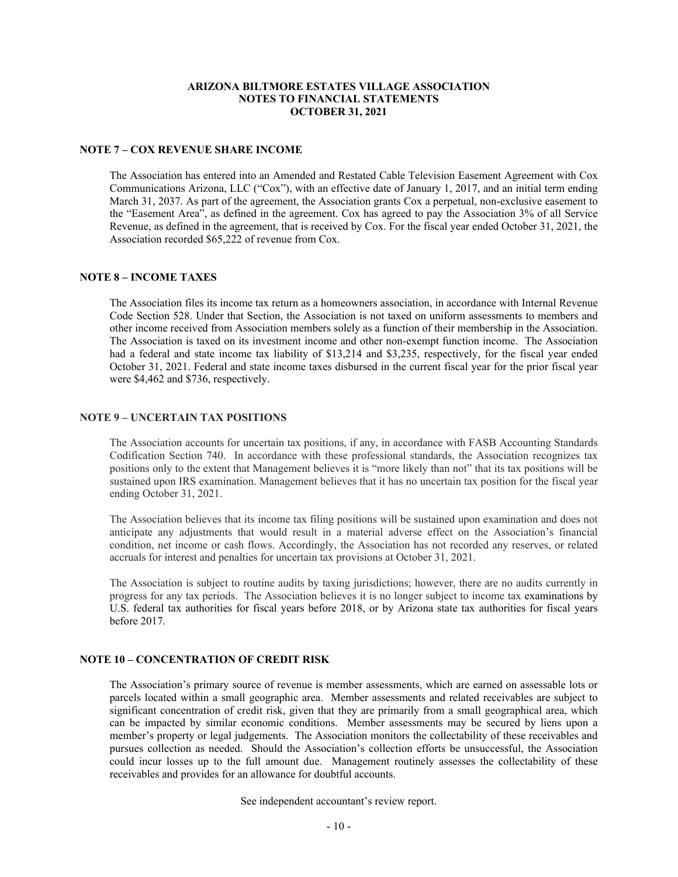## NOTE 7 – COX REVENUE SHARE INCOME

The Association has entered into an Amended and Restated Cable Television Easement Agreement with Cox Communications Arizona, LLC ("Cox"), with an effective date of January 1, 2017, and an initial term ending March 31, 2037. As part of the agreement, the Association grants Cox a perpetual, non-exclusive easement to the "Easement Area", as defined in the agreement. Cox has agreed to pay the Association 3% of all Service Revenue, as defined in the agreement, that is received by Cox. For the fiscal year ended October 31, 2021, the Association recorded $65,222 of revenue from Cox.

## NOTE 8 – INCOME TAXES

The Association files its income tax return as a homeowners association, in accordance with Internal Revenue Code Section 528. Under that Section, the Association is not taxed on uniform assessments to members and other income received from Association members solely as a function of their membership in the Association. The Association is taxed on its investment income and other non-exempt function income. The Association had a federal and state income tax liability of $13,214 and $3,235, respectively, for the fiscal year ended October 31, 2021. Federal and state income taxes disbursed in the current fiscal year for the prior fiscal year were $4,462 and $736, respectively.

## NOTE 9 – UNCERTAIN TAX POSITIONS

The Association accounts for uncertain tax positions, if any, in accordance with FASB Accounting Standards Codification Section 740. In accordance with these professional standards, the Association recognizes tax positions only to the extent that Management believes it is "more likely than not" that its tax positions will be sustained upon IRS examination. Management believes that it has no uncertain tax position for the fiscal year ending October 31, 2021.

The Association believes that its income tax filing positions will be sustained upon examination and does not anticipate any adjustments that would result in a material adverse effect on the Association's financial condition, net income or cash flows. Accordingly, the Association has not recorded any reserves, or related accruals for interest and penalties for uncertain tax provisions at October 31, 2021.

The Association is subject to routine audits by taxing jurisdictions; however, there are no audits currently in progress for any tax periods. The Association believes it is no longer subject to income tax examinations by U.S. federal tax authorities for fiscal years before 2018, or by Arizona state tax authorities for fiscal years before 2017.

## NOTE 10 – CONCENTRATION OF CREDIT RISK

The Association's primary source of revenue is member assessments, which are earned on assessable lots or parcels located within a small geographic area. Member assessments and related receivables are subject to significant concentration of credit risk, given that they are primarily from a small geographical area, which can be impacted by similar economic conditions. Member assessments may be secured by liens upon a member's property or legal judgements. The Association monitors the collectability of these receivables and pursues collection as needed. Should the Association's collection efforts be unsuccessful, the Association could incur losses up to the full amount due. Management routinely assesses the collectability of these receivables and provides for an allowance for doubtful accounts.

See independent accountant's review report.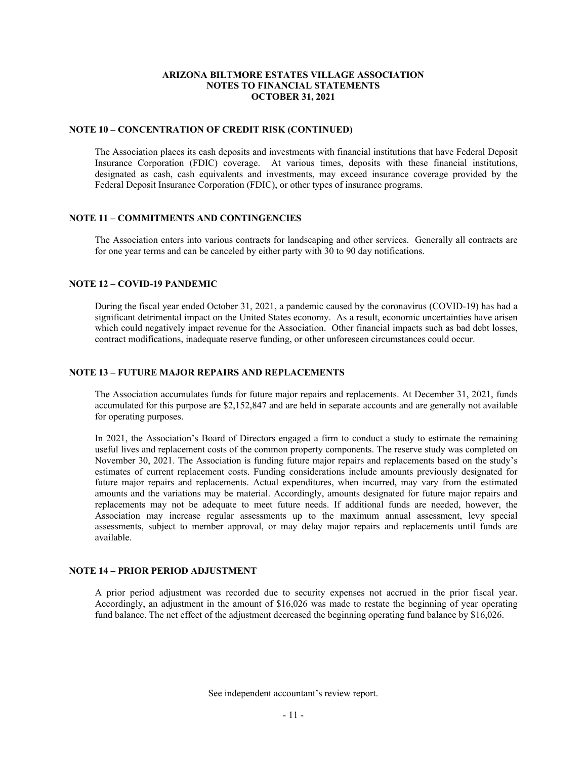**ARIZONA BILTMORE ESTATES VILLAGE ASSOCIATION**
**NOTES TO FINANCIAL STATEMENTS**
**OCTOBER 31, 2021**

## NOTE 10 – CONCENTRATION OF CREDIT RISK (CONTINUED)

The Association places its cash deposits and investments with financial institutions that have Federal Deposit Insurance Corporation (FDIC) coverage. At various times, deposits with these financial institutions, designated as cash, cash equivalents and investments, may exceed insurance coverage provided by the Federal Deposit Insurance Corporation (FDIC), or other types of insurance programs.

## NOTE 11 – COMMITMENTS AND CONTINGENCIES

The Association enters into various contracts for landscaping and other services. Generally all contracts are for one year terms and can be canceled by either party with 30 to 90 day notifications.

## NOTE 12 – COVID-19 PANDEMIC

During the fiscal year ended October 31, 2021, a pandemic caused by the coronavirus (COVID-19) has had a significant detrimental impact on the United States economy. As a result, economic uncertainties have arisen which could negatively impact revenue for the Association. Other financial impacts such as bad debt losses, contract modifications, inadequate reserve funding, or other unforeseen circumstances could occur.

## NOTE 13 – FUTURE MAJOR REPAIRS AND REPLACEMENTS

The Association accumulates funds for future major repairs and replacements. At December 31, 2021, funds accumulated for this purpose are $2,152,847 and are held in separate accounts and are generally not available for operating purposes.

In 2021, the Association's Board of Directors engaged a firm to conduct a study to estimate the remaining useful lives and replacement costs of the common property components. The reserve study was completed on November 30, 2021. The Association is funding future major repairs and replacements based on the study's estimates of current replacement costs. Funding considerations include amounts previously designated for future major repairs and replacements. Actual expenditures, when incurred, may vary from the estimated amounts and the variations may be material. Accordingly, amounts designated for future major repairs and replacements may not be adequate to meet future needs. If additional funds are needed, however, the Association may increase regular assessments up to the maximum annual assessment, levy special assessments, subject to member approval, or may delay major repairs and replacements until funds are available.

## NOTE 14 – PRIOR PERIOD ADJUSTMENT

A prior period adjustment was recorded due to security expenses not accrued in the prior fiscal year. Accordingly, an adjustment in the amount of $16,026 was made to restate the beginning of year operating fund balance. The net effect of the adjustment decreased the beginning operating fund balance by $16,026.

See independent accountant's review report.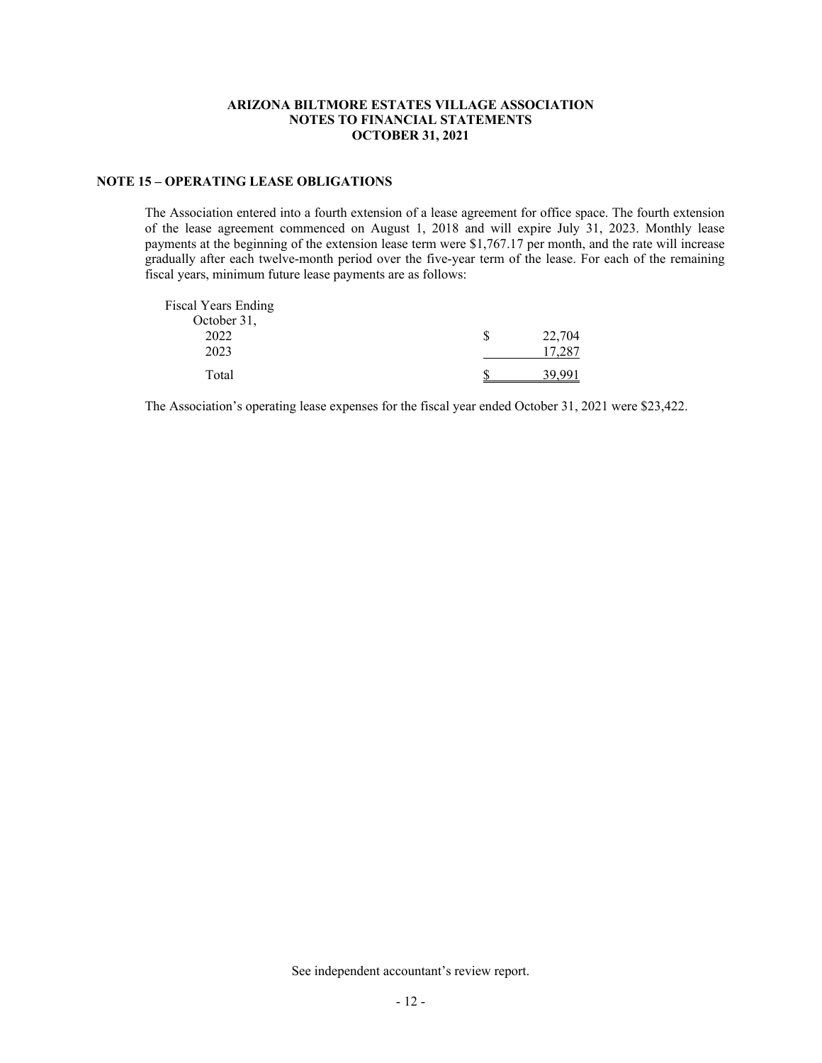ARIZONA BILTMORE ESTATES VILLAGE ASSOCIATION
NOTES TO FINANCIAL STATEMENTS
OCTOBER 31, 2021

## NOTE 15 – OPERATING LEASE OBLIGATIONS

The Association entered into a fourth extension of a lease agreement for office space. The fourth extension of the lease agreement commenced on August 1, 2018 and will expire July 31, 2023. Monthly lease payments at the beginning of the extension lease term were $1,767.17 per month, and the rate will increase gradually after each twelve-month period over the five-year term of the lease. For each of the remaining fiscal years, minimum future lease payments are as follows:

| Fiscal Years Ending October 31, | |
|---|---|
| 2022 | $ 22,704 |
| 2023 | 17,287 |
| Total | $ 39,991 |

The Association's operating lease expenses for the fiscal year ended October 31, 2021 were $23,422.

See independent accountant's review report.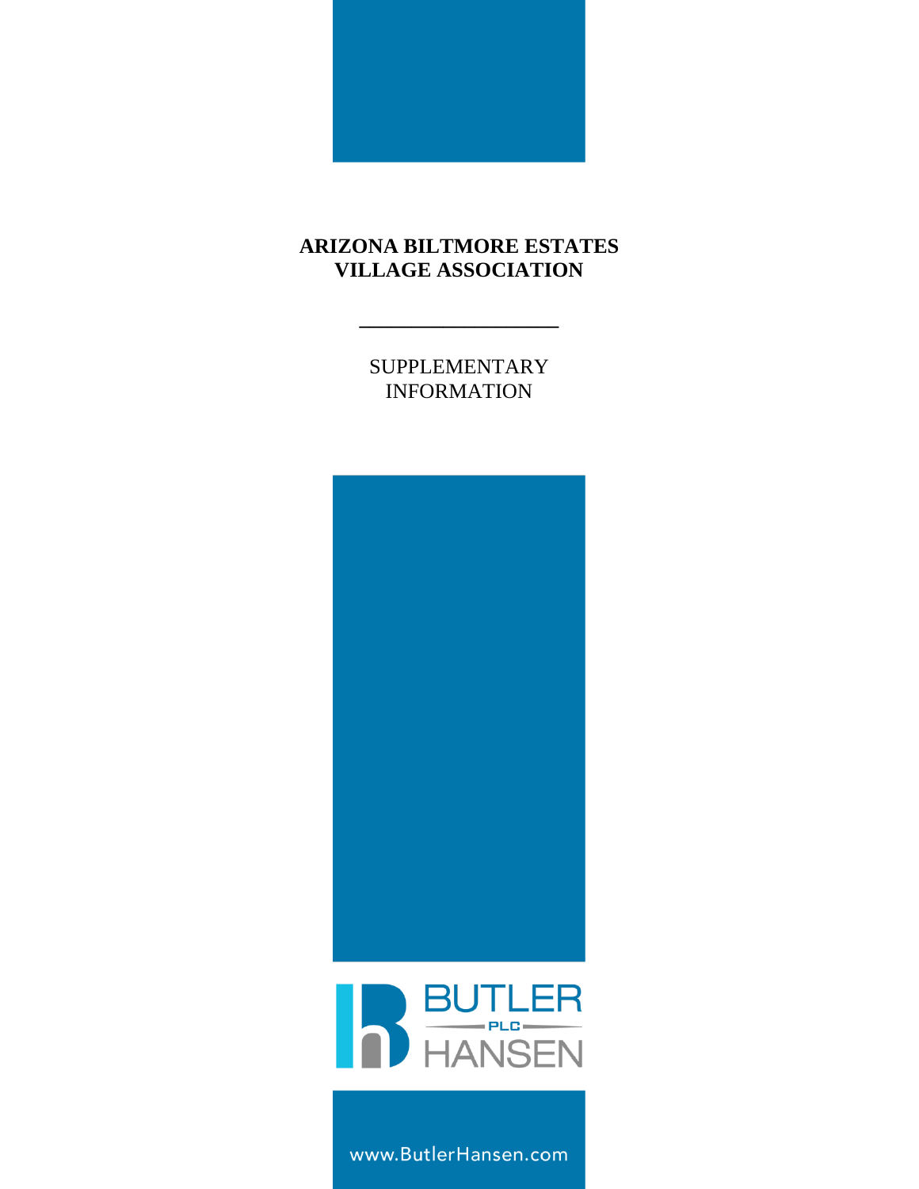# ARIZONA BILTMORE ESTATES VILLAGE ASSOCIATION

---

SUPPLEMENTARY INFORMATION

BUTLER PLC HANSEN

www.ButlerHansen.com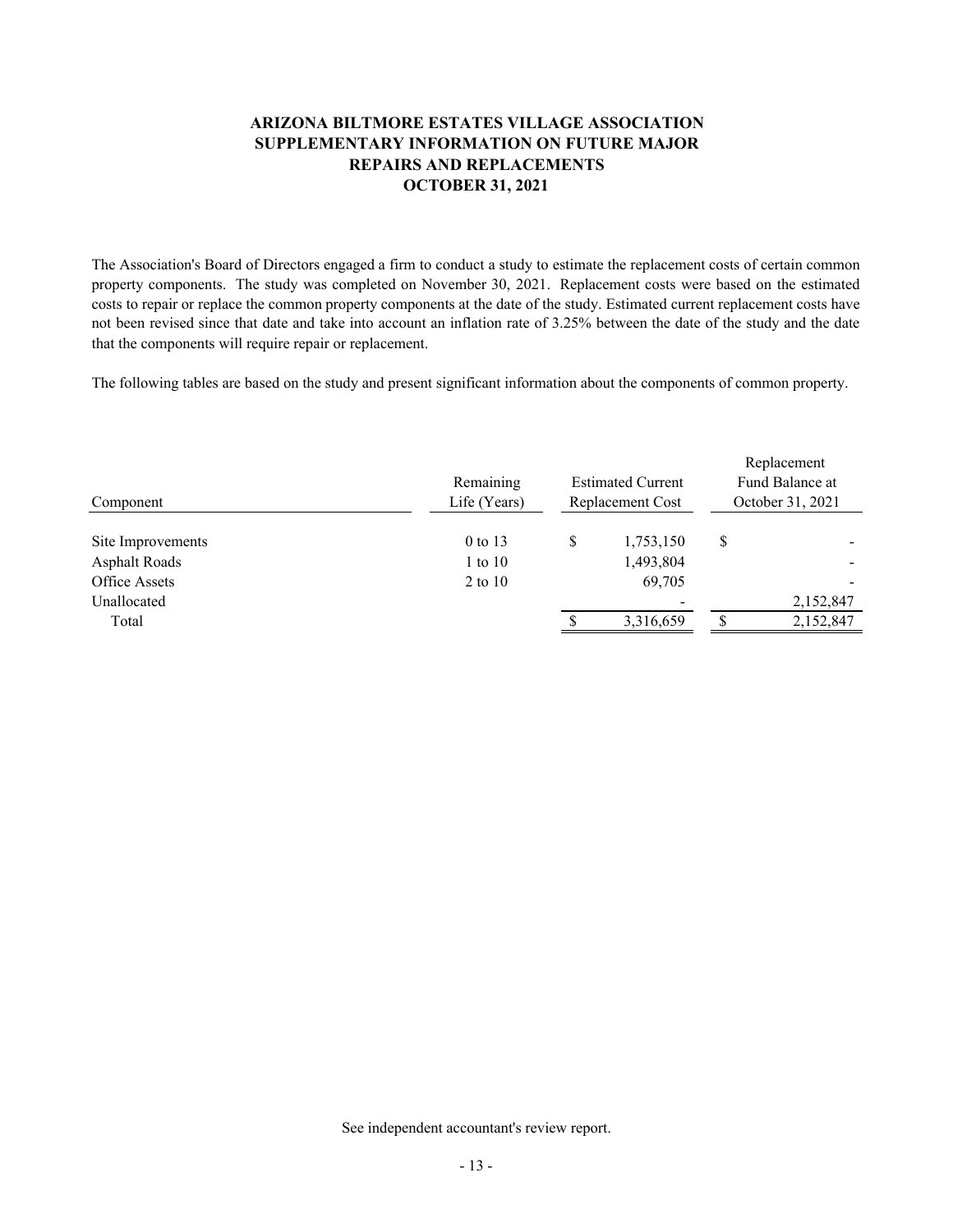# ARIZONA BILTMORE ESTATES VILLAGE ASSOCIATION
## SUPPLEMENTARY INFORMATION ON FUTURE MAJOR REPAIRS AND REPLACEMENTS
## OCTOBER 31, 2021

The Association's Board of Directors engaged a firm to conduct a study to estimate the replacement costs of certain common property components. The study was completed on November 30, 2021. Replacement costs were based on the estimated costs to repair or replace the common property components at the date of the study. Estimated current replacement costs have not been revised since that date and take into account an inflation rate of 3.25% between the date of the study and the date that the components will require repair or replacement.

The following tables are based on the study and present significant information about the components of common property.

| Component | Remaining Life (Years) | Estimated Current Replacement Cost | Replacement Fund Balance at October 31, 2021 |
|---|---|---|---|
| Site Improvements | 0 to 13 | $ 1,753,150 | $ - |
| Asphalt Roads | 1 to 10 | 1,493,804 | - |
| Office Assets | 2 to 10 | 69,705 | - |
| Unallocated | | - | 2,152,847 |
| Total | | $ 3,316,659 | $ 2,152,847 |

See independent accountant's review report.